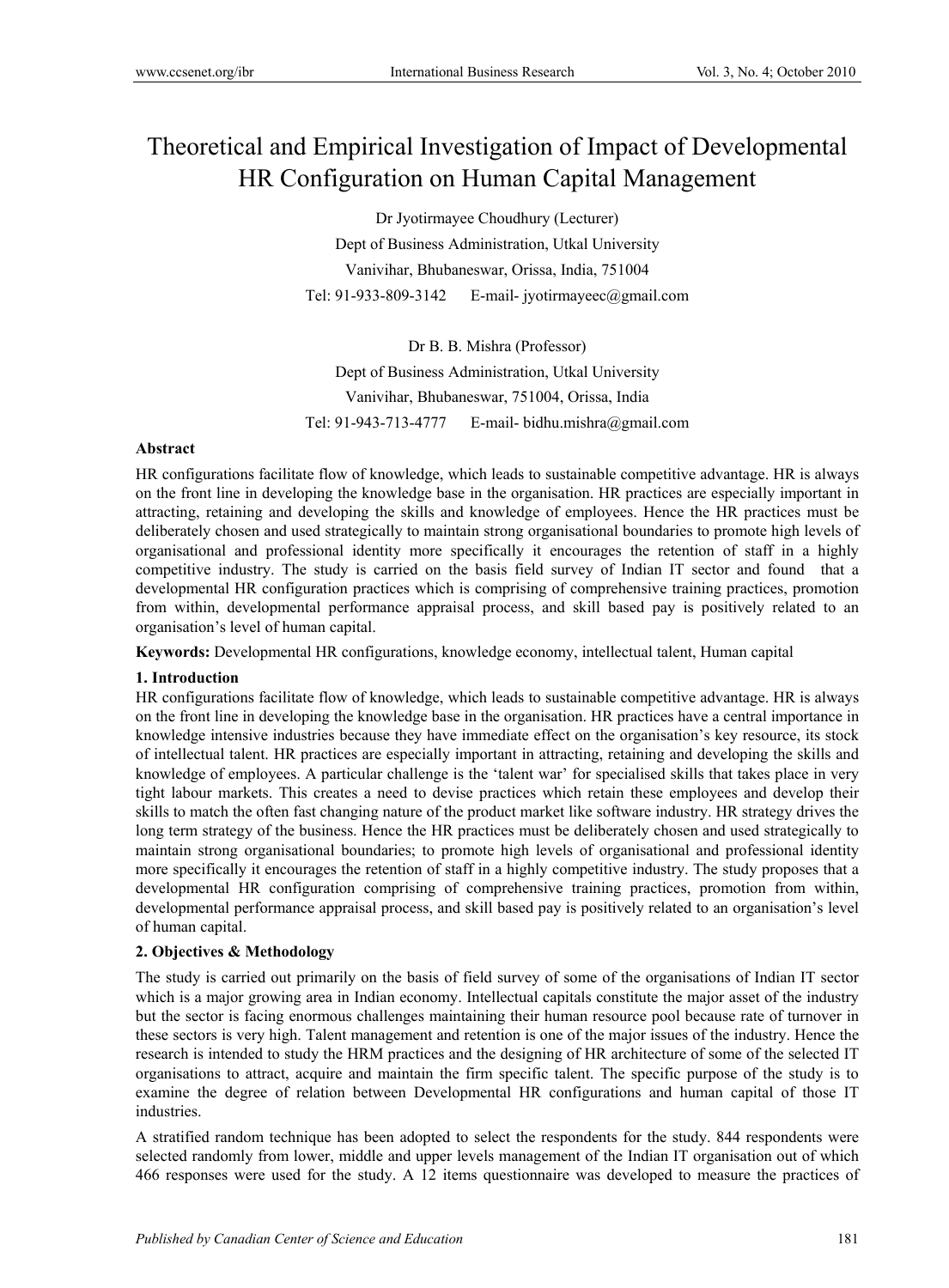# Theoretical and Empirical Investigation of Impact of Developmental HR Configuration on Human Capital Management

Dr Jyotirmayee Choudhury (Lecturer)

Dept of Business Administration, Utkal University

Vanivihar, Bhubaneswar, Orissa, India, 751004

Tel: 91-933-809-3142 E-mail- jyotirmayeec@gmail.com

Dr B. B. Mishra (Professor)

Dept of Business Administration, Utkal University

Vanivihar, Bhubaneswar, 751004, Orissa, India

Tel: 91-943-713-4777 E-mail- bidhu.mishra@gmail.com

**Abstract**

HR configurations facilitate flow of knowledge, which leads to sustainable competitive advantage. HR is always on the front line in developing the knowledge base in the organisation. HR practices are especially important in attracting, retaining and developing the skills and knowledge of employees. Hence the HR practices must be deliberately chosen and used strategically to maintain strong organisational boundaries to promote high levels of organisational and professional identity more specifically it encourages the retention of staff in a highly competitive industry. The study is carried on the basis field survey of Indian IT sector and found that a developmental HR configuration practices which is comprising of comprehensive training practices, promotion from within, developmental performance appraisal process, and skill based pay is positively related to an organisation's level of human capital.

**Keywords:** Developmental HR configurations, knowledge economy, intellectual talent, Human capital

## 1. Introduction

HR configurations facilitate flow of knowledge, which leads to sustainable competitive advantage. HR is always on the front line in developing the knowledge base in the organisation. HR practices have a central importance in knowledge intensive industries because they have immediate effect on the organisation's key resource, its stock of intellectual talent. HR practices are especially important in attracting, retaining and developing the skills and knowledge of employees. A particular challenge is the 'talent war' for specialised skills that takes place in very tight labour markets. This creates a need to devise practices which retain these employees and develop their skills to match the often fast changing nature of the product market like software industry. HR strategy drives the long term strategy of the business. Hence the HR practices must be deliberately chosen and used strategically to maintain strong organisational boundaries; to promote high levels of organisational and professional identity more specifically it encourages the retention of staff in a highly competitive industry. The study proposes that a developmental HR configuration comprising of comprehensive training practices, promotion from within, developmental performance appraisal process, and skill based pay is positively related to an organisation's level of human capital.

## 2. Objectives & Methodology

The study is carried out primarily on the basis of field survey of some of the organisations of Indian IT sector which is a major growing area in Indian economy. Intellectual capitals constitute the major asset of the industry but the sector is facing enormous challenges maintaining their human resource pool because rate of turnover in these sectors is very high. Talent management and retention is one of the major issues of the industry. Hence the research is intended to study the HRM practices and the designing of HR architecture of some of the selected IT organisations to attract, acquire and maintain the firm specific talent. The specific purpose of the study is to examine the degree of relation between Developmental HR configurations and human capital of those IT industries.

A stratified random technique has been adopted to select the respondents for the study. 844 respondents were selected randomly from lower, middle and upper levels management of the Indian IT organisation out of which 466 responses were used for the study. A 12 items questionnaire was developed to measure the practices of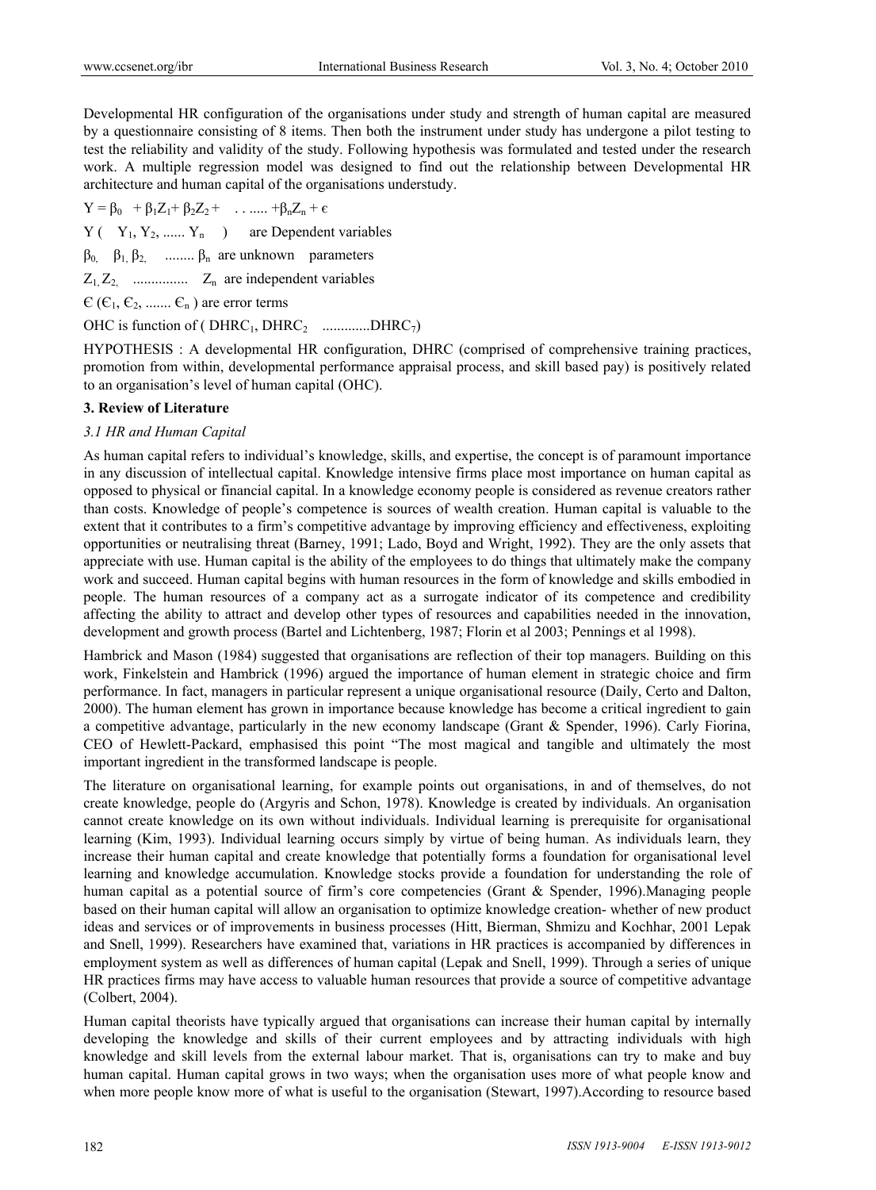Developmental HR configuration of the organisations under study and strength of human capital are measured by a questionnaire consisting of 8 items. Then both the instrument under study has undergone a pilot testing to test the reliability and validity of the study. Following hypothesis was formulated and tested under the research work. A multiple regression model was designed to find out the relationship between Developmental HR architecture and human capital of the organisations understudy.

$$Y = \beta_0 + \beta_1 Z_1 + \beta_2 Z_2 + \ldots\ldots + \beta_n Z_n + \epsilon$$

$Y$ ( $Y_1, Y_2, \ldots\ldots Y_n$ ) are Dependent variables

$\beta_0, \beta_1, \beta_2, \ldots\ldots \beta_n$ are unknown parameters

$Z_1, Z_2, \ldots\ldots Z_n$ are independent variables

$\epsilon$ ($\epsilon_1, \epsilon_2, \ldots\ldots \epsilon_n$ ) are error terms

OHC is function of ( $DHRC_1, DHRC_2 \ldots\ldots DHRC_7$)

HYPOTHESIS : A developmental HR configuration, DHRC (comprised of comprehensive training practices, promotion from within, developmental performance appraisal process, and skill based pay) is positively related to an organisation's level of human capital (OHC).

## 3. Review of Literature

### 3.1 HR and Human Capital

As human capital refers to individual's knowledge, skills, and expertise, the concept is of paramount importance in any discussion of intellectual capital. Knowledge intensive firms place most importance on human capital as opposed to physical or financial capital. In a knowledge economy people is considered as revenue creators rather than costs. Knowledge of people's competence is sources of wealth creation. Human capital is valuable to the extent that it contributes to a firm's competitive advantage by improving efficiency and effectiveness, exploiting opportunities or neutralising threat (Barney, 1991; Lado, Boyd and Wright, 1992). They are the only assets that appreciate with use. Human capital is the ability of the employees to do things that ultimately make the company work and succeed. Human capital begins with human resources in the form of knowledge and skills embodied in people. The human resources of a company act as a surrogate indicator of its competence and credibility affecting the ability to attract and develop other types of resources and capabilities needed in the innovation, development and growth process (Bartel and Lichtenberg, 1987; Florin et al 2003; Pennings et al 1998).

Hambrick and Mason (1984) suggested that organisations are reflection of their top managers. Building on this work, Finkelstein and Hambrick (1996) argued the importance of human element in strategic choice and firm performance. In fact, managers in particular represent a unique organisational resource (Daily, Certo and Dalton, 2000). The human element has grown in importance because knowledge has become a critical ingredient to gain a competitive advantage, particularly in the new economy landscape (Grant & Spender, 1996). Carly Fiorina, CEO of Hewlett-Packard, emphasised this point "The most magical and tangible and ultimately the most important ingredient in the transformed landscape is people.

The literature on organisational learning, for example points out organisations, in and of themselves, do not create knowledge, people do (Argyris and Schon, 1978). Knowledge is created by individuals. An organisation cannot create knowledge on its own without individuals. Individual learning is prerequisite for organisational learning (Kim, 1993). Individual learning occurs simply by virtue of being human. As individuals learn, they increase their human capital and create knowledge that potentially forms a foundation for organisational level learning and knowledge accumulation. Knowledge stocks provide a foundation for understanding the role of human capital as a potential source of firm's core competencies (Grant & Spender, 1996).Managing people based on their human capital will allow an organisation to optimize knowledge creation- whether of new product ideas and services or of improvements in business processes (Hitt, Bierman, Shmizu and Kochhar, 2001 Lepak and Snell, 1999). Researchers have examined that, variations in HR practices is accompanied by differences in employment system as well as differences of human capital (Lepak and Snell, 1999). Through a series of unique HR practices firms may have access to valuable human resources that provide a source of competitive advantage (Colbert, 2004).

Human capital theorists have typically argued that organisations can increase their human capital by internally developing the knowledge and skills of their current employees and by attracting individuals with high knowledge and skill levels from the external labour market. That is, organisations can try to make and buy human capital. Human capital grows in two ways; when the organisation uses more of what people know and when more people know more of what is useful to the organisation (Stewart, 1997).According to resource based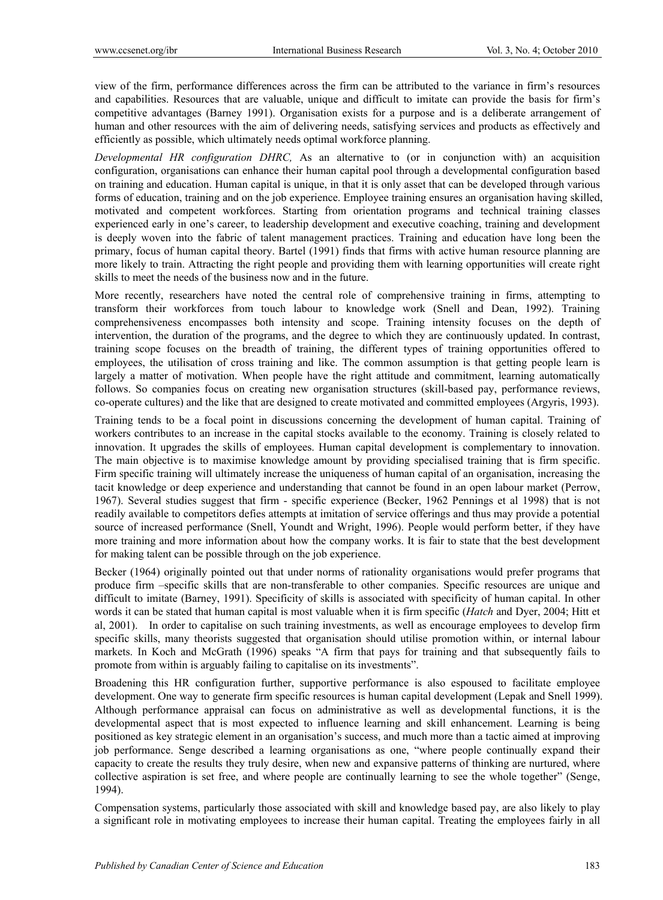view of the firm, performance differences across the firm can be attributed to the variance in firm's resources and capabilities. Resources that are valuable, unique and difficult to imitate can provide the basis for firm's competitive advantages (Barney 1991). Organisation exists for a purpose and is a deliberate arrangement of human and other resources with the aim of delivering needs, satisfying services and products as effectively and efficiently as possible, which ultimately needs optimal workforce planning.

*Developmental HR configuration DHRC,* As an alternative to (or in conjunction with) an acquisition configuration, organisations can enhance their human capital pool through a developmental configuration based on training and education. Human capital is unique, in that it is only asset that can be developed through various forms of education, training and on the job experience. Employee training ensures an organisation having skilled, motivated and competent workforces. Starting from orientation programs and technical training classes experienced early in one's career, to leadership development and executive coaching, training and development is deeply woven into the fabric of talent management practices. Training and education have long been the primary, focus of human capital theory. Bartel (1991) finds that firms with active human resource planning are more likely to train. Attracting the right people and providing them with learning opportunities will create right skills to meet the needs of the business now and in the future.

More recently, researchers have noted the central role of comprehensive training in firms, attempting to transform their workforces from touch labour to knowledge work (Snell and Dean, 1992). Training comprehensiveness encompasses both intensity and scope. Training intensity focuses on the depth of intervention, the duration of the programs, and the degree to which they are continuously updated. In contrast, training scope focuses on the breadth of training, the different types of training opportunities offered to employees, the utilisation of cross training and like. The common assumption is that getting people learn is largely a matter of motivation. When people have the right attitude and commitment, learning automatically follows. So companies focus on creating new organisation structures (skill-based pay, performance reviews, co-operate cultures) and the like that are designed to create motivated and committed employees (Argyris, 1993).

Training tends to be a focal point in discussions concerning the development of human capital. Training of workers contributes to an increase in the capital stocks available to the economy. Training is closely related to innovation. It upgrades the skills of employees. Human capital development is complementary to innovation. The main objective is to maximise knowledge amount by providing specialised training that is firm specific. Firm specific training will ultimately increase the uniqueness of human capital of an organisation, increasing the tacit knowledge or deep experience and understanding that cannot be found in an open labour market (Perrow, 1967). Several studies suggest that firm - specific experience (Becker, 1962 Pennings et al 1998) that is not readily available to competitors defies attempts at imitation of service offerings and thus may provide a potential source of increased performance (Snell, Youndt and Wright, 1996). People would perform better, if they have more training and more information about how the company works. It is fair to state that the best development for making talent can be possible through on the job experience.

Becker (1964) originally pointed out that under norms of rationality organisations would prefer programs that produce firm –specific skills that are non-transferable to other companies. Specific resources are unique and difficult to imitate (Barney, 1991). Specificity of skills is associated with specificity of human capital. In other words it can be stated that human capital is most valuable when it is firm specific (*Hatch* and Dyer, 2004; Hitt et al, 2001). In order to capitalise on such training investments, as well as encourage employees to develop firm specific skills, many theorists suggested that organisation should utilise promotion within, or internal labour markets. In Koch and McGrath (1996) speaks "A firm that pays for training and that subsequently fails to promote from within is arguably failing to capitalise on its investments".

Broadening this HR configuration further, supportive performance is also espoused to facilitate employee development. One way to generate firm specific resources is human capital development (Lepak and Snell 1999). Although performance appraisal can focus on administrative as well as developmental functions, it is the developmental aspect that is most expected to influence learning and skill enhancement. Learning is being positioned as key strategic element in an organisation's success, and much more than a tactic aimed at improving job performance. Senge described a learning organisations as one, "where people continually expand their capacity to create the results they truly desire, when new and expansive patterns of thinking are nurtured, where collective aspiration is set free, and where people are continually learning to see the whole together" (Senge, 1994).

Compensation systems, particularly those associated with skill and knowledge based pay, are also likely to play a significant role in motivating employees to increase their human capital. Treating the employees fairly in all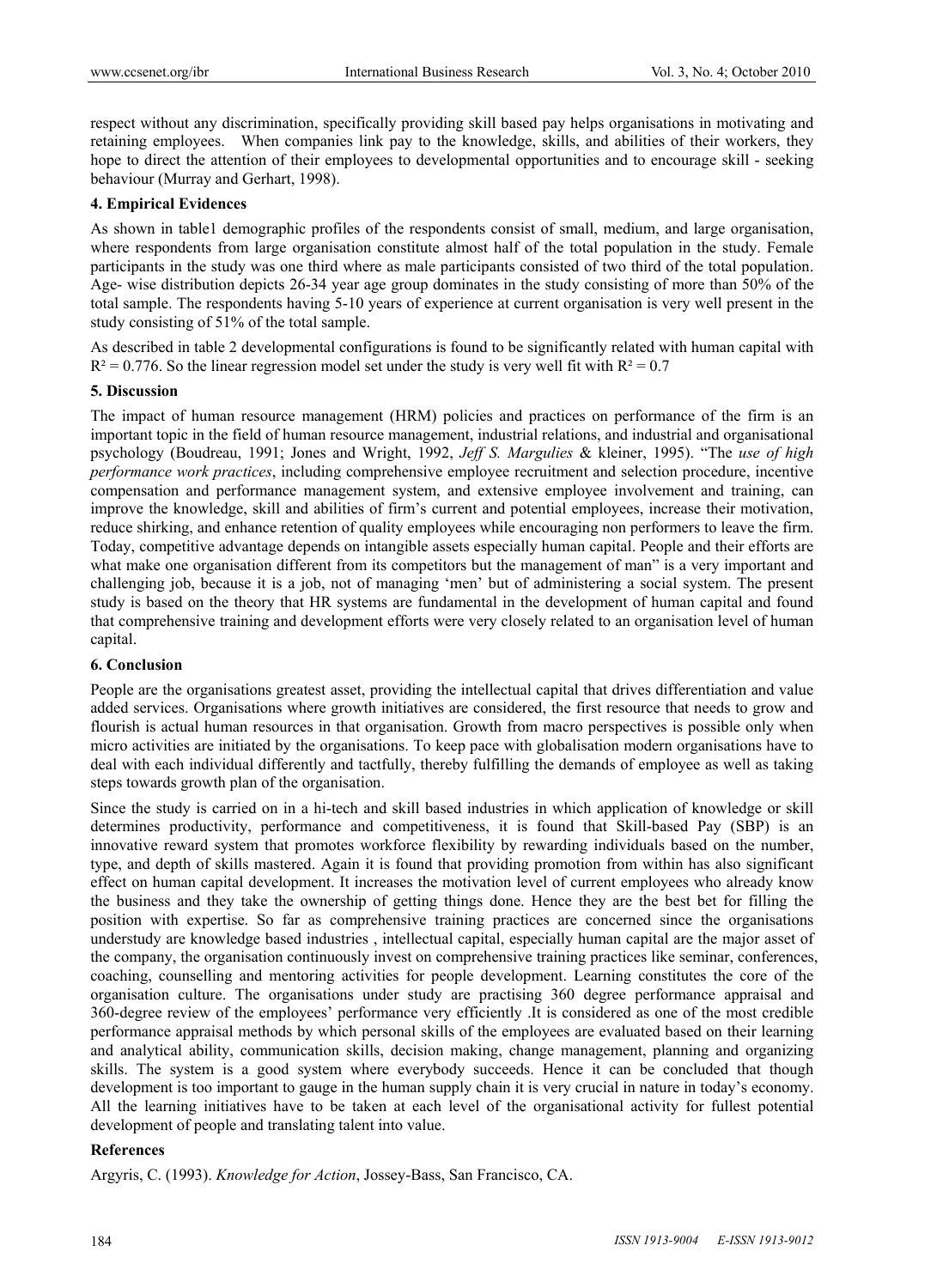respect without any discrimination, specifically providing skill based pay helps organisations in motivating and retaining employees. When companies link pay to the knowledge, skills, and abilities of their workers, they hope to direct the attention of their employees to developmental opportunities and to encourage skill - seeking behaviour (Murray and Gerhart, 1998).

## 4. Empirical Evidences

As shown in table1 demographic profiles of the respondents consist of small, medium, and large organisation, where respondents from large organisation constitute almost half of the total population in the study. Female participants in the study was one third where as male participants consisted of two third of the total population. Age- wise distribution depicts 26-34 year age group dominates in the study consisting of more than 50% of the total sample. The respondents having 5-10 years of experience at current organisation is very well present in the study consisting of 51% of the total sample.

As described in table 2 developmental configurations is found to be significantly related with human capital with $R^2 = 0.776$. So the linear regression model set under the study is very well fit with $R^2 = 0.7$

## 5. Discussion

The impact of human resource management (HRM) policies and practices on performance of the firm is an important topic in the field of human resource management, industrial relations, and industrial and organisational psychology (Boudreau, 1991; Jones and Wright, 1992, *Jeff S. Margulies* & kleiner, 1995). "The *use of high performance work practices*, including comprehensive employee recruitment and selection procedure, incentive compensation and performance management system, and extensive employee involvement and training, can improve the knowledge, skill and abilities of firm's current and potential employees, increase their motivation, reduce shirking, and enhance retention of quality employees while encouraging non performers to leave the firm. Today, competitive advantage depends on intangible assets especially human capital. People and their efforts are what make one organisation different from its competitors but the management of man" is a very important and challenging job, because it is a job, not of managing 'men' but of administering a social system. The present study is based on the theory that HR systems are fundamental in the development of human capital and found that comprehensive training and development efforts were very closely related to an organisation level of human capital.

## 6. Conclusion

People are the organisations greatest asset, providing the intellectual capital that drives differentiation and value added services. Organisations where growth initiatives are considered, the first resource that needs to grow and flourish is actual human resources in that organisation. Growth from macro perspectives is possible only when micro activities are initiated by the organisations. To keep pace with globalisation modern organisations have to deal with each individual differently and tactfully, thereby fulfilling the demands of employee as well as taking steps towards growth plan of the organisation.

Since the study is carried on in a hi-tech and skill based industries in which application of knowledge or skill determines productivity, performance and competitiveness, it is found that Skill-based Pay (SBP) is an innovative reward system that promotes workforce flexibility by rewarding individuals based on the number, type, and depth of skills mastered. Again it is found that providing promotion from within has also significant effect on human capital development. It increases the motivation level of current employees who already know the business and they take the ownership of getting things done. Hence they are the best bet for filling the position with expertise. So far as comprehensive training practices are concerned since the organisations understudy are knowledge based industries , intellectual capital, especially human capital are the major asset of the company, the organisation continuously invest on comprehensive training practices like seminar, conferences, coaching, counselling and mentoring activities for people development. Learning constitutes the core of the organisation culture. The organisations under study are practising 360 degree performance appraisal and 360-degree review of the employees' performance very efficiently .It is considered as one of the most credible performance appraisal methods by which personal skills of the employees are evaluated based on their learning and analytical ability, communication skills, decision making, change management, planning and organizing skills. The system is a good system where everybody succeeds. Hence it can be concluded that though development is too important to gauge in the human supply chain it is very crucial in nature in today's economy. All the learning initiatives have to be taken at each level of the organisational activity for fullest potential development of people and translating talent into value.

## References

Argyris, C. (1993). *Knowledge for Action*, Jossey-Bass, San Francisco, CA.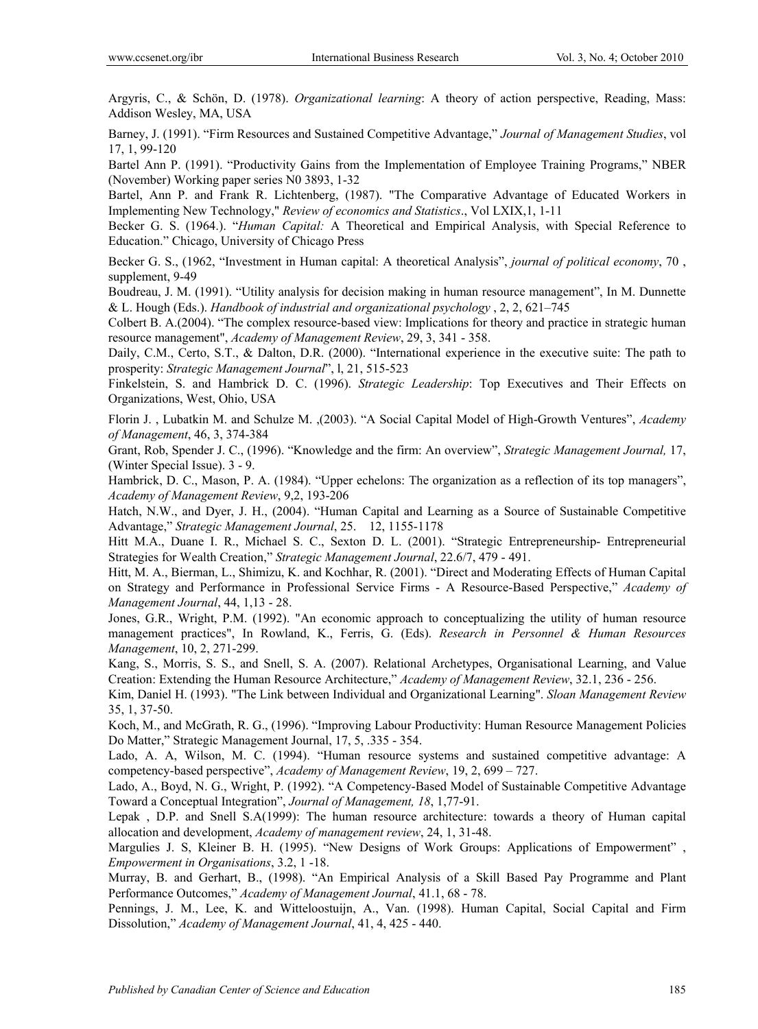Argyris, C., & Schön, D. (1978). *Organizational learning*: A theory of action perspective, Reading, Mass: Addison Wesley, MA, USA

Barney, J. (1991). "Firm Resources and Sustained Competitive Advantage," *Journal of Management Studies*, vol 17, 1, 99-120

Bartel Ann P. (1991). "Productivity Gains from the Implementation of Employee Training Programs," NBER (November) Working paper series N0 3893, 1-32

Bartel, Ann P. and Frank R. Lichtenberg, (1987). "The Comparative Advantage of Educated Workers in Implementing New Technology," *Review of economics and Statistics*., Vol LXIX,1, 1-11

Becker G. S. (1964.). "*Human Capital:* A Theoretical and Empirical Analysis, with Special Reference to Education." Chicago, University of Chicago Press

Becker G. S., (1962, "Investment in Human capital: A theoretical Analysis", *journal of political economy*, 70 , supplement, 9-49

Boudreau, J. M. (1991). "Utility analysis for decision making in human resource management", In M. Dunnette & L. Hough (Eds.). *Handbook of industrial and organizational psychology* , 2, 2, 621–745

Colbert B. A.(2004). "The complex resource-based view: Implications for theory and practice in strategic human resource management", *Academy of Management Review*, 29, 3, 341 - 358.

Daily, C.M., Certo, S.T., & Dalton, D.R. (2000). "International experience in the executive suite: The path to prosperity: *Strategic Management Journal*", l, 21, 515-523

Finkelstein, S. and Hambrick D. C. (1996). *Strategic Leadership*: Top Executives and Their Effects on Organizations, West, Ohio, USA

Florin J. , Lubatkin M. and Schulze M. ,(2003). "A Social Capital Model of High-Growth Ventures", *Academy of Management*, 46, 3, 374-384

Grant, Rob, Spender J. C., (1996). "Knowledge and the firm: An overview", *Strategic Management Journal,* 17, (Winter Special Issue). 3 - 9.

Hambrick, D. C., Mason, P. A. (1984). "Upper echelons: The organization as a reflection of its top managers", *Academy of Management Review*, 9,2, 193-206

Hatch, N.W., and Dyer, J. H., (2004). "Human Capital and Learning as a Source of Sustainable Competitive Advantage," *Strategic Management Journal*, 25. 12, 1155-1178

Hitt M.A., Duane I. R., Michael S. C., Sexton D. L. (2001). "Strategic Entrepreneurship- Entrepreneurial Strategies for Wealth Creation," *Strategic Management Journal*, 22.6/7, 479 - 491.

Hitt, M. A., Bierman, L., Shimizu, K. and Kochhar, R. (2001). "Direct and Moderating Effects of Human Capital on Strategy and Performance in Professional Service Firms - A Resource-Based Perspective," *Academy of Management Journal*, 44, 1,13 - 28.

Jones, G.R., Wright, P.M. (1992). "An economic approach to conceptualizing the utility of human resource management practices", In Rowland, K., Ferris, G. (Eds). *Research in Personnel & Human Resources Management*, 10, 2, 271-299.

Kang, S., Morris, S. S., and Snell, S. A. (2007). Relational Archetypes, Organisational Learning, and Value Creation: Extending the Human Resource Architecture," *Academy of Management Review*, 32.1, 236 - 256.

Kim, Daniel H. (1993). "The Link between Individual and Organizational Learning". *Sloan Management Review* 35, 1, 37-50.

Koch, M., and McGrath, R. G., (1996). "Improving Labour Productivity: Human Resource Management Policies Do Matter," Strategic Management Journal, 17, 5, .335 - 354.

Lado, A. A, Wilson, M. C. (1994). "Human resource systems and sustained competitive advantage: A competency-based perspective", *Academy of Management Review*, 19, 2, 699 – 727.

Lado, A., Boyd, N. G., Wright, P. (1992). "A Competency-Based Model of Sustainable Competitive Advantage Toward a Conceptual Integration", *Journal of Management, 18*, 1,77-91.

Lepak , D.P. and Snell S.A(1999): The human resource architecture: towards a theory of Human capital allocation and development, *Academy of management review*, 24, 1, 31-48.

Margulies J. S, Kleiner B. H. (1995). "New Designs of Work Groups: Applications of Empowerment" , *Empowerment in Organisations*, 3.2, 1 -18.

Murray, B. and Gerhart, B., (1998). "An Empirical Analysis of a Skill Based Pay Programme and Plant Performance Outcomes," *Academy of Management Journal*, 41.1, 68 - 78.

Pennings, J. M., Lee, K. and Witteloostuijn, A., Van. (1998). Human Capital, Social Capital and Firm Dissolution," *Academy of Management Journal*, 41, 4, 425 - 440.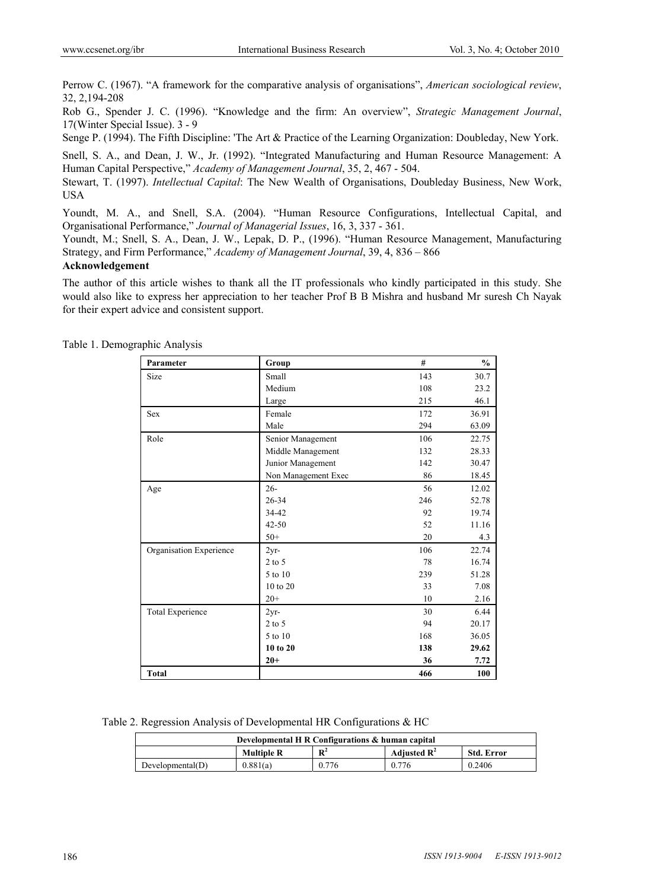Perrow C. (1967). "A framework for the comparative analysis of organisations", *American sociological review*, 32, 2,194-208

Rob G., Spender J. C. (1996). "Knowledge and the firm: An overview", *Strategic Management Journal*, 17(Winter Special Issue). 3 - 9

Senge P. (1994). The Fifth Discipline: 'The Art & Practice of the Learning Organization: Doubleday, New York.

Snell, S. A., and Dean, J. W., Jr. (1992). "Integrated Manufacturing and Human Resource Management: A Human Capital Perspective," *Academy of Management Journal*, 35, 2, 467 - 504.

Stewart, T. (1997). *Intellectual Capital*: The New Wealth of Organisations, Doubleday Business, New Work, USA

Youndt, M. A., and Snell, S.A. (2004). "Human Resource Configurations, Intellectual Capital, and Organisational Performance," *Journal of Managerial Issues*, 16, 3, 337 - 361.

Youndt, M.; Snell, S. A., Dean, J. W., Lepak, D. P., (1996). "Human Resource Management, Manufacturing Strategy, and Firm Performance," *Academy of Management Journal*, 39, 4, 836 – 866

## Acknowledgement

The author of this article wishes to thank all the IT professionals who kindly participated in this study. She would also like to express her appreciation to her teacher Prof B B Mishra and husband Mr suresh Ch Nayak for their expert advice and consistent support.

Table 1. Demographic Analysis

| Parameter | Group | # | % |
|---|---|---|---|
| Size | Small | 143 | 30.7 |
| | Medium | 108 | 23.2 |
| | Large | 215 | 46.1 |
| Sex | Female | 172 | 36.91 |
| | Male | 294 | 63.09 |
| Role | Senior Management | 106 | 22.75 |
| | Middle Management | 132 | 28.33 |
| | Junior Management | 142 | 30.47 |
| | Non Management Exec | 86 | 18.45 |
| Age | 26- | 56 | 12.02 |
| | 26-34 | 246 | 52.78 |
| | 34-42 | 92 | 19.74 |
| | 42-50 | 52 | 11.16 |
| | 50+ | 20 | 4.3 |
| Organisation Experience | 2yr- | 106 | 22.74 |
| | 2 to 5 | 78 | 16.74 |
| | 5 to 10 | 239 | 51.28 |
| | 10 to 20 | 33 | 7.08 |
| | 20+ | 10 | 2.16 |
| Total Experience | 2yr- | 30 | 6.44 |
| | 2 to 5 | 94 | 20.17 |
| | 5 to 10 | 168 | 36.05 |
| | **10 to 20** | **138** | **29.62** |
| | **20+** | **36** | **7.72** |
| **Total** | | **466** | **100** |

Table 2. Regression Analysis of Developmental HR Configurations & HC

| Developmental H R Configurations & human capital | | | | |
|---|---|---|---|---|
| | **Multiple R** | **$R^2$** | **Adjusted $R^2$** | **Std. Error** |
| Developmental(D) | 0.881(a) | 0.776 | 0.776 | 0.2406 |